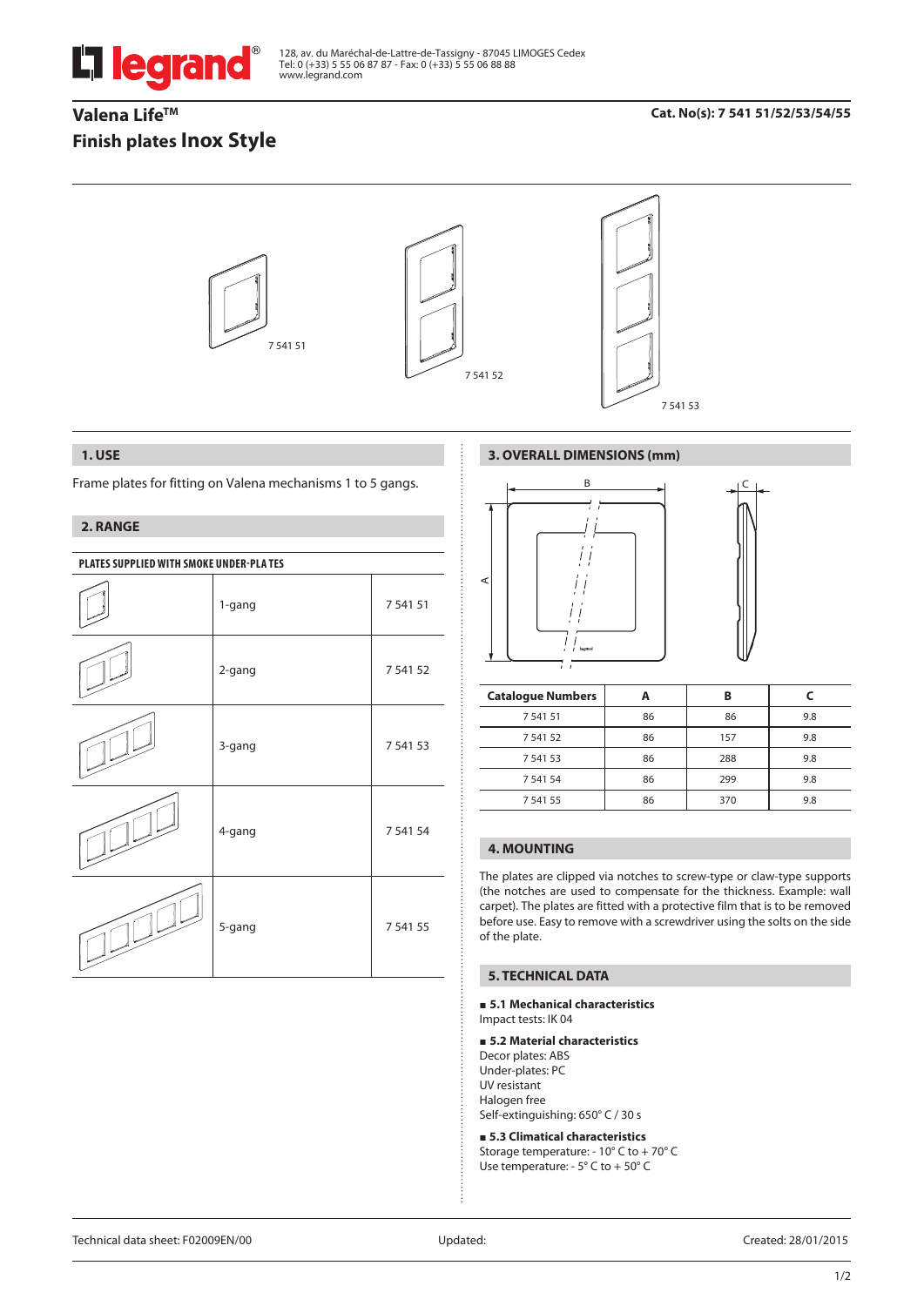128, av. du Maréchal-de-Lattre-de-Tassigny - 87045 LIMOGES Cedex
Tel: 0 (+33) 5 55 06 87 87 - Fax: 0 (+33) 5 55 06 88 88
www.legrand.com

# Valena Life™
# Finish plates Inox Style

**Cat. No(s): 7 541 51/52/53/54/55**

7 541 51 7 541 52 7 541 53

## 1. USE

Frame plates for fitting on Valena mechanisms 1 to 5 gangs.

## 2. RANGE

**PLATES SUPPLIED WITH SMOKE UNDER-PLA TES**

| | | |
|---|---|---|
| | 1-gang | 7 541 51 |
| | 2-gang | 7 541 52 |
| | 3-gang | 7 541 53 |
| | 4-gang | 7 541 54 |
| | 5-gang | 7 541 55 |

## 3. OVERALL DIMENSIONS (mm)

| Catalogue Numbers | A | B | C |
|---|---|---|---|
| 7 541 51 | 86 | 86 | 9.8 |
| 7 541 52 | 86 | 157 | 9.8 |
| 7 541 53 | 86 | 288 | 9.8 |
| 7 541 54 | 86 | 299 | 9.8 |
| 7 541 55 | 86 | 370 | 9.8 |

## 4. MOUNTING

The plates are clipped via notches to screw-type or claw-type supports (the notches are used to compensate for the thickness. Example: wall carpet). The plates are fitted with a protective film that is to be removed before use. Easy to remove with a screwdriver using the solts on the side of the plate.

## 5. TECHNICAL DATA

**■ 5.1 Mechanical characteristics**
Impact tests: IK 04

**■ 5.2 Material characteristics**
Decor plates: ABS
Under-plates: PC
UV resistant
Halogen free
Self-extinguishing: 650° C / 30 s

**■ 5.3 Climatical characteristics**
Storage temperature: - 10° C to + 70° C
Use temperature: - 5° C to + 50° C

Technical data sheet: F02009EN/00 Updated: Created: 28/01/2015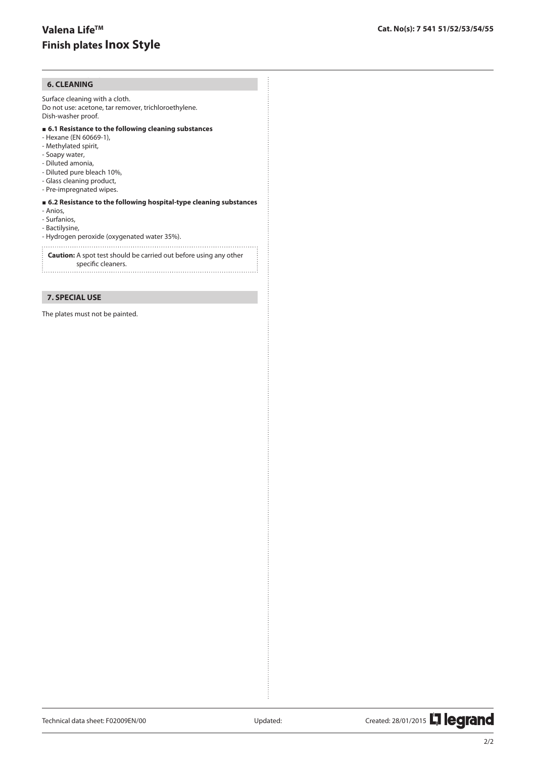## 6. CLEANING

Surface cleaning with a cloth.
Do not use: acetone, tar remover, trichloroethylene.
Dish-washer proof.

**■ 6.1 Resistance to the following cleaning substances**

- Hexane (EN 60669-1),
- Methylated spirit,
- Soapy water,
- Diluted amonia,
- Diluted pure bleach 10%,
- Glass cleaning product,
- Pre-impregnated wipes.

**■ 6.2 Resistance to the following hospital-type cleaning substances**

- Anios,
- Surfanios,
- Bactilysine,
- Hydrogen peroxide (oxygenated water 35%).

**Caution:** A spot test should be carried out before using any other specific cleaners.

## 7. SPECIAL USE

The plates must not be painted.